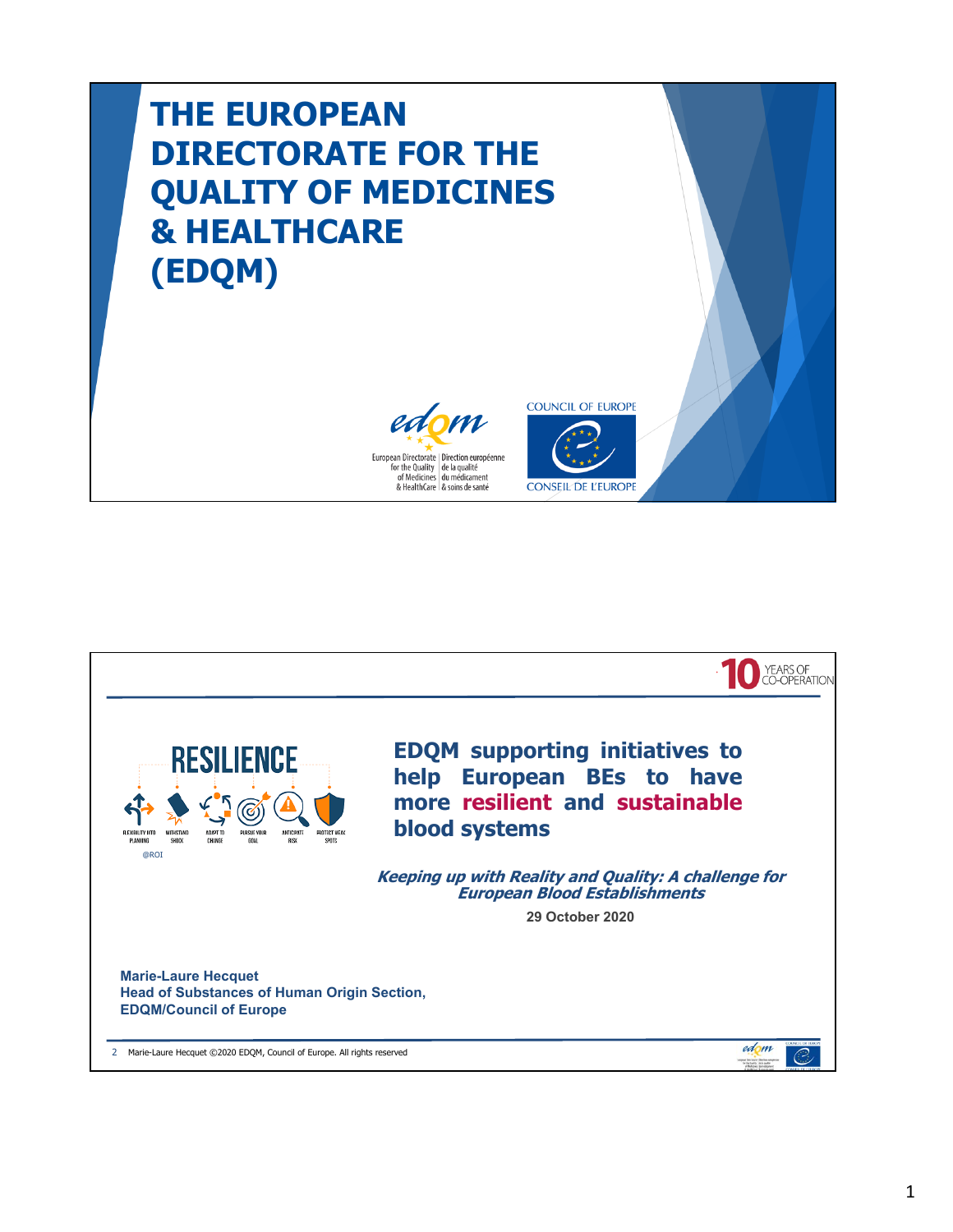# THE EUROPEAN DIRECTORATE FOR THE QUALITY OF MEDICINES & HEALTHCARE (EDQM)

European Directorate for the Quality of Medicines & HealthCare | Direction européenne de la qualité du médicament & soins de santé

COUNCIL OF EUROPE / CONSEIL DE L'EUROPE

---

10 YEARS OF CO-OPERATION

RESILIENCE

FLEXIBILITY INTO PLANNING · WITHSTAND SHOCK · ADAPT TO CHANGE · PURSUE YOUR GOAL · ANTICIPATE RISK · PROTECT WEAK SPOTS

@ROI

## EDQM supporting initiatives to help European BEs to have more resilient and sustainable blood systems

***Keeping up with Reality and Quality: A challenge for European Blood Establishments***

**29 October 2020**

**Marie-Laure Hecquet**
**Head of Substances of Human Origin Section,**
**EDQM/Council of Europe**

2 Marie-Laure Hecquet ©2020 EDQM, Council of Europe. All rights reserved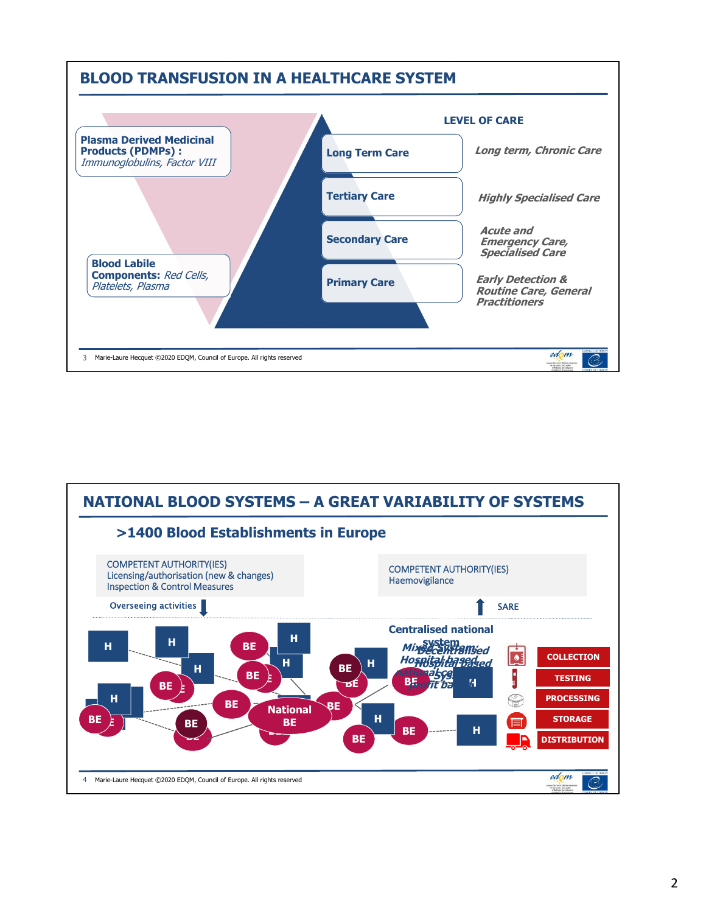## BLOOD TRANSFUSION IN A HEALTHCARE SYSTEM

**Plasma Derived Medicinal Products (PDMPs) :** *Immunoglobulins, Factor VIII*

**Blood Labile Components:** *Red Cells, Platelets, Plasma*

**LEVEL OF CARE**

| | |
|---|---|
| **Long Term Care** | ***Long term, Chronic Care*** |
| **Tertiary Care** | ***Highly Specialised Care*** |
| **Secondary Care** | ***Acute and Emergency Care, Specialised Care*** |
| **Primary Care** | ***Early Detection & Routine Care, General Practitioners*** |

3 Marie-Laure Hecquet ©2020 EDQM, Council of Europe. All rights reserved

## NATIONAL BLOOD SYSTEMS – A GREAT VARIABILITY OF SYSTEMS

### >1400 Blood Establishments in Europe

COMPETENT AUTHORITY(IES)
Licensing/authorisation (new & changes)
Inspection & Control Measures

Overseeing activities

COMPETENT AUTHORITY(IES)
Haemovigilance

SARE

**Centralised national system**

*Mixed System; Decentralised Hospital based; national; non profit based*

H, BE, National BE

COLLECTION
TESTING
PROCESSING
STORAGE
DISTRIBUTION

4 Marie-Laure Hecquet ©2020 EDQM, Council of Europe. All rights reserved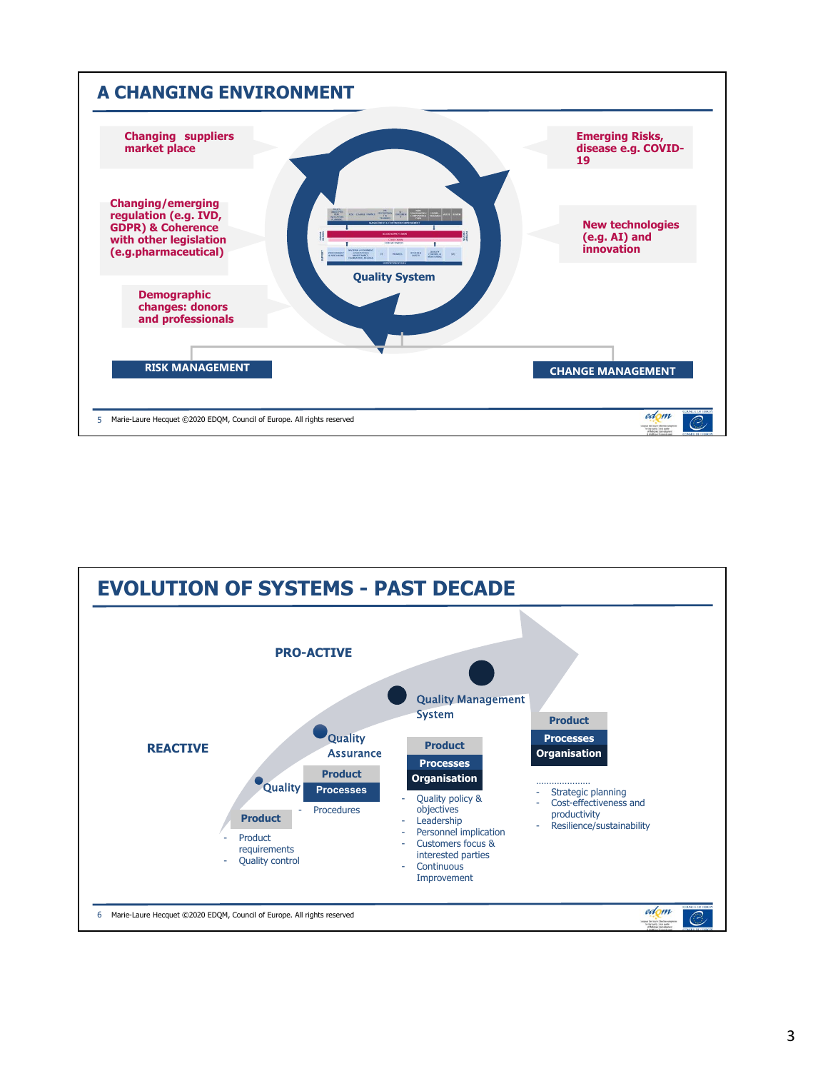## A CHANGING ENVIRONMENT

**Changing suppliers market place**

**Changing/emerging regulation (e.g. IVD, GDPR) & Coherence with other legislation (e.g.pharmaceutical)**

**Demographic changes: donors and professionals**

**Emerging Risks, disease e.g. COVID-19**

**New technologies (e.g. AI) and innovation**

**Quality System**

**RISK MANAGEMENT**

**CHANGE MANAGEMENT**

## EVOLUTION OF SYSTEMS - PAST DECADE

**REACTIVE**

**PRO-ACTIVE**

**Quality**

- **Product**
  - Product requirements
  - Quality control

**Quality Assurance**

- **Product**
- **Processes**
  - Procedures

**Quality Management System**

- **Product**
- **Processes**
- **Organisation**
  - Quality policy & objectives
  - Leadership
  - Personnel implication
  - Customers focus & interested parties
  - Continuous Improvement

- **Product**
- **Processes**
- **Organisation**

………………..
  - Strategic planning
  - Cost-effectiveness and productivity
  - Resilience/sustainability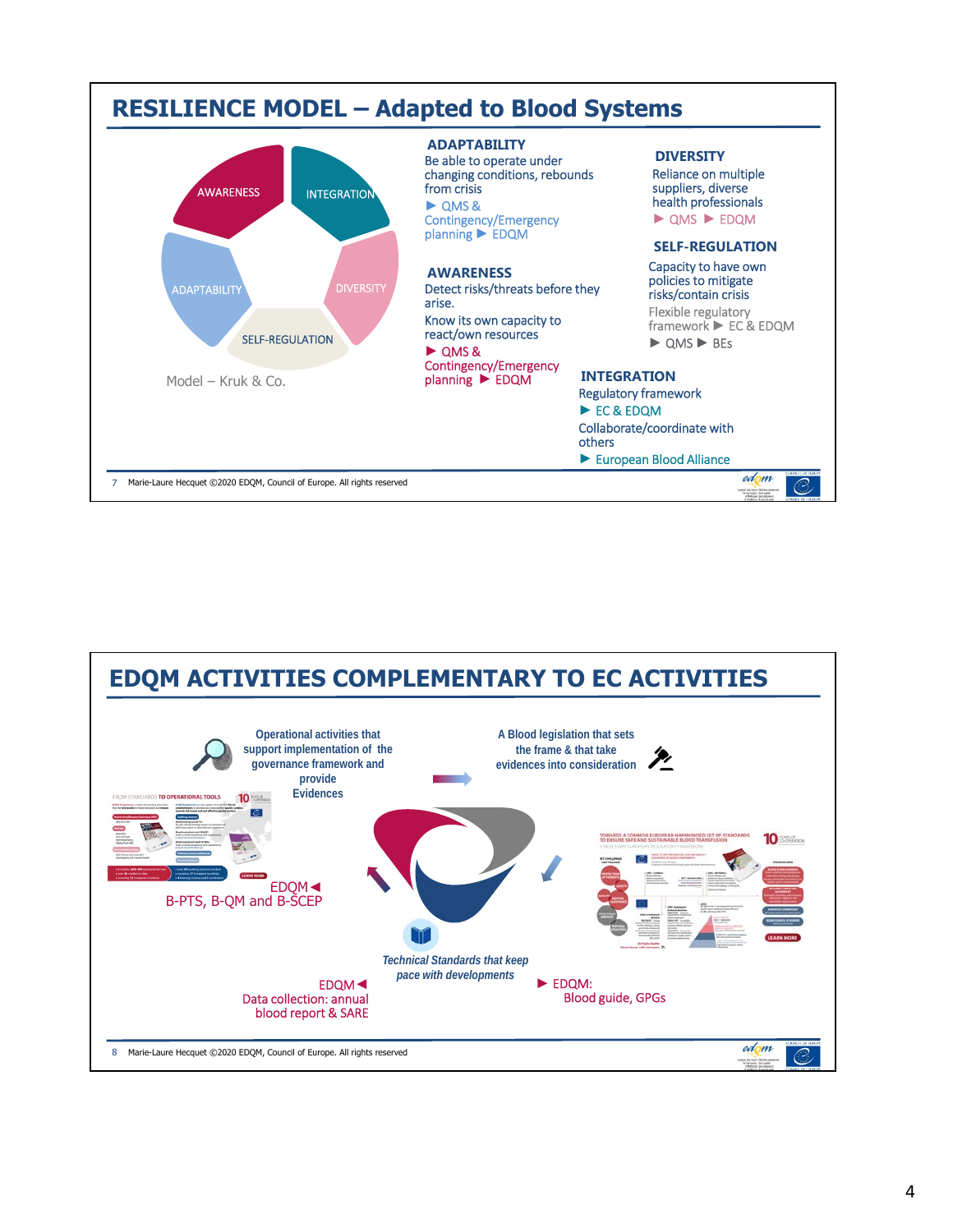# RESILIENCE MODEL – Adapted to Blood Systems

AWARENESS
INTEGRATION
ADAPTABILITY
DIVERSITY
SELF-REGULATION

Model – Kruk & Co.

### ADAPTABILITY

Be able to operate under changing conditions, rebounds from crisis

► QMS & Contingency/Emergency planning ► EDQM

### AWARENESS

Detect risks/threats before they arise.

Know its own capacity to react/own resources

► QMS & Contingency/Emergency planning ► EDQM

### DIVERSITY

Reliance on multiple suppliers, diverse health professionals

► QMS ► EDQM

### SELF-REGULATION

Capacity to have own policies to mitigate risks/contain crisis

Flexible regulatory framework ► EC & EDQM

► QMS ► BEs

### INTEGRATION

Regulatory framework

► EC & EDQM

Collaborate/coordinate with others

► European Blood Alliance

7 Marie-Laure Hecquet ©2020 EDQM, Council of Europe. All rights reserved

# EDQM ACTIVITIES COMPLEMENTARY TO EC ACTIVITIES

Operational activities that support implementation of the governance framework and provide Evidences

A Blood legislation that sets the frame & that take evidences into consideration

EDQM ◄
B-PTS, B-QM and B-SCEP

*Technical Standards that keep pace with developments*

EDQM ◄
Data collection: annual blood report & SARE

► EDQM:
Blood guide, GPGs

8 Marie-Laure Hecquet ©2020 EDQM, Council of Europe. All rights reserved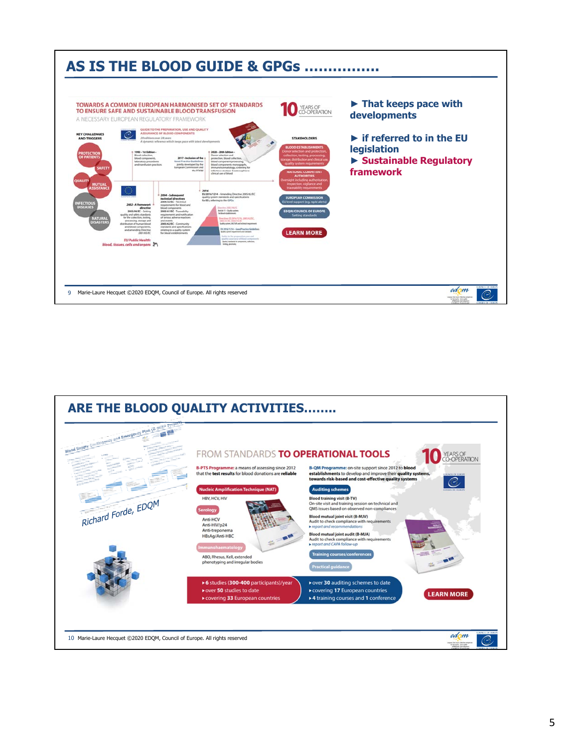## AS IS THE BLOOD GUIDE & GPGs ................

**TOWARDS A COMMON EUROPEAN HARMONISED SET OF STANDARDS TO ENSURE SAFE AND SUSTAINABLE BLOOD TRANSFUSION**

A NECESSARY EUROPEAN REGULATORY FRAMEWORK

10 YEARS OF CO-OPERATION

KEY CHALLENGES AND TRIGGERS: PROTECTION OF PATIENTS, SAFETY, QUALITY, MUTUAL ASSISTANCE, INFECTIOUS DISEASES, NATURAL DISASTERS

GUIDE TO THE PREPARATION, USE AND QUALITY ASSURANCE OF BLOOD COMPONENTS — 20 editions over 28 years. A dynamic reference which keeps pace with latest developments

- 1992 – 1st Edition – Blood collection, blood components, laboratory procedures and transfusion practices
- 2017 – Inclusion of the Good Practice Guidelines jointly developed by the European Commission and the EDQM
- 2020 – 20th Edition – Donor selection and protection, blood collection, blood component processing, blood components monographs, immunohaematology, screening for infectious markers, haemovigilance, clinical use of blood
- 2002 – A framework directive: 2002/98/EC – Setting quality and safety standards for the collection, testing, processing, storage and distribution of human blood and blood components, and amending Directive 2001/83/EC
- 2004 – Subsequent technical directives: 2004/33/EC – Technical requirements for blood and blood components; 2005/61/EC – Traceability requirements and notification of serious adverse reactions and events; 2005/62/EC – Community standards and specifications relating to a quality system for blood establishments
- 2016 – EU 2016/1214 – Amending Directive 2005/62/EC quality system standards and specifications for BEs, referring to the GPGs

EU Public Health: blood, tissues, cells and organs

STAKEHOLDERS:
- BLOOD ESTABLISHMENTS – Donor selection and protection, collection, testing, processing, storage, distribution and clinical use, quality system requirements
- NATIONAL COMPETENT AUTHORITIES – Oversight including authorisation, inspection, vigilance and traceability requirements
- EUROPEAN COMMISSION – EU level support (e.g. rapid alerts)
- EDQM/COUNCIL OF EUROPE – Setting standards

LEARN MORE

► That keeps pace with developments

► if referred to in the EU legislation

► Sustainable Regulatory framework

## ARE THE BLOOD QUALITY ACTIVITIES........

*Richard Forde, EDQM*

**FROM STANDARDS TO OPERATIONAL TOOLS** — 10 YEARS OF CO-OPERATION

**B-PTS Programme:** a means of assessing since 2012 that the **test results** for blood donations are **reliable**

- Nucleic Amplification Technique (NAT): HBV, HCV, HIV
- Serology: Anti-HCV, Anti-HIV/p24, Anti-treponema, HBsAg/Anti-HBC
- Immunohaematology: ABO, Rhesus, Kell, extended phenotyping and irregular bodies

**B-QM Programme:** on-site support since 2012 to **blood establishments** to develop and improve their **quality systems, towards risk-based and cost-effective quality systems**

- Auditing schemes
  - Blood training visit (B-TV): On-site visit and training session on technical and QMS issues based on observed non-compliances
  - Blood mutual joint visit (B-MJV): Audit to check compliance with requirements ▸ report and recommendations
  - Blood mutual joint audit (B-MJA): Audit to check compliance with requirements ▸ report and CAPA follow-up
- Training courses/conferences
- Practical guidance

- ▸ 6 studies (300-400 participants)/year
- ▸ over 50 studies to date
- ▸ covering 33 European countries

- ▸ over 30 auditing schemes to date
- ▸ covering 17 European countries
- ▸ 4 training courses and 1 conference

LEARN MORE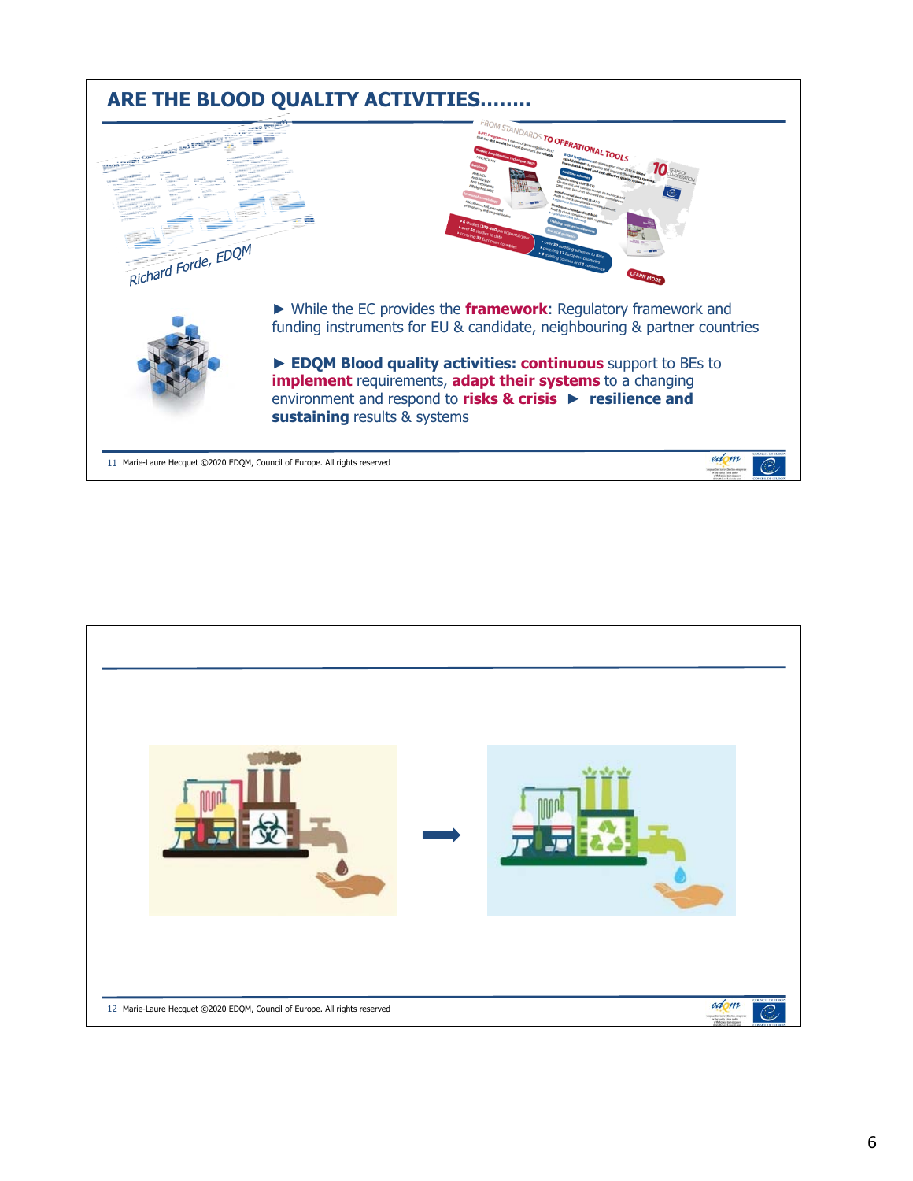## ARE THE BLOOD QUALITY ACTIVITIES……..

Richard Forde, EDQM

► While the EC provides the **framework**: Regulatory framework and funding instruments for EU & candidate, neighbouring & partner countries

► **EDQM Blood quality activities: continuous** support to BEs to **implement** requirements, **adapt their systems** to a changing environment and respond to **risks & crisis** ► **resilience and sustaining** results & systems

11 Marie-Laure Hecquet ©2020 EDQM, Council of Europe. All rights reserved

12 Marie-Laure Hecquet ©2020 EDQM, Council of Europe. All rights reserved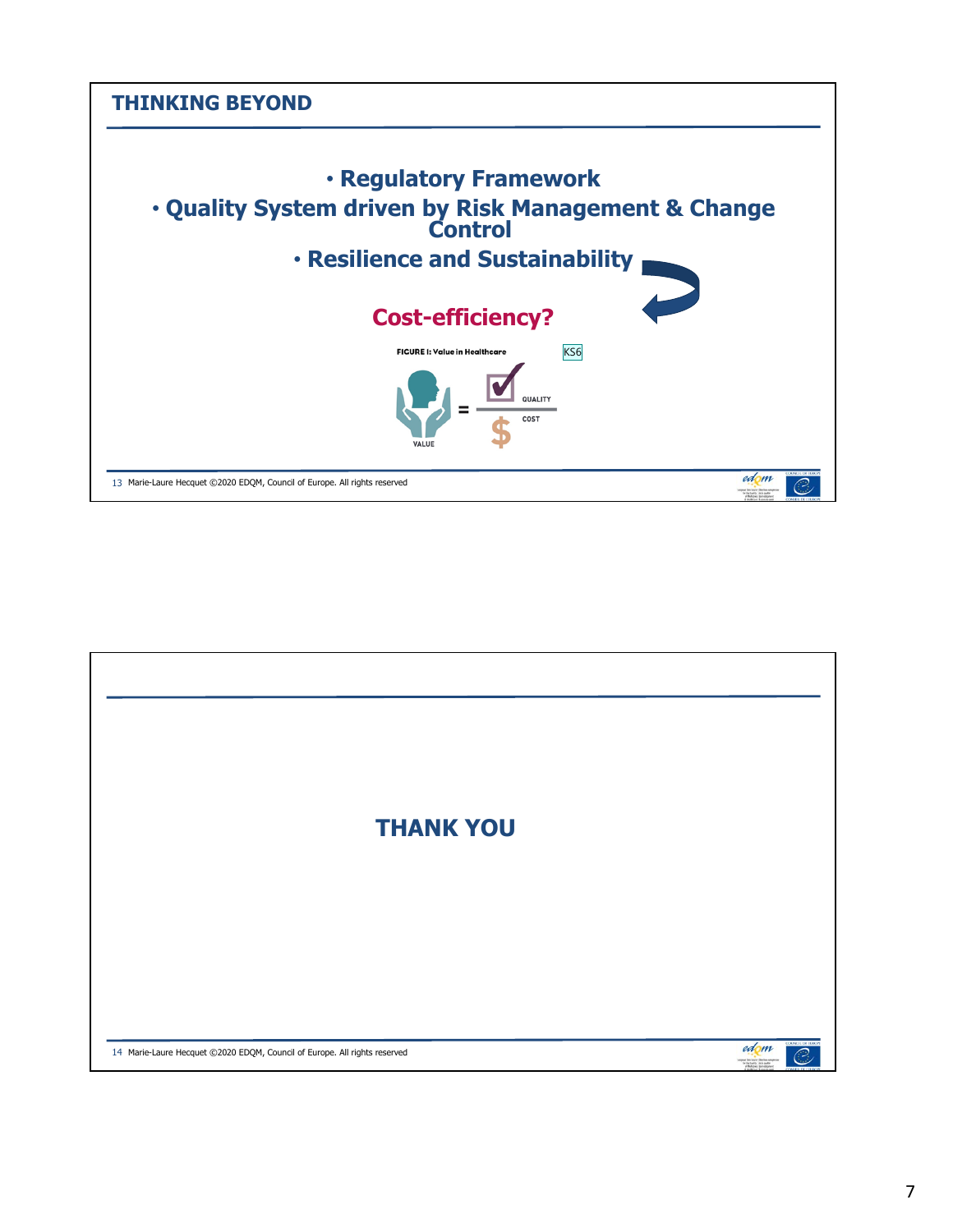## THINKING BEYOND

- Regulatory Framework
- Quality System driven by Risk Management & Change Control
- Resilience and Sustainability

**Cost-efficiency?**

FIGURE I: Value in Healthcare

KS6

VALUE = QUALITY / COST

---

## THANK YOU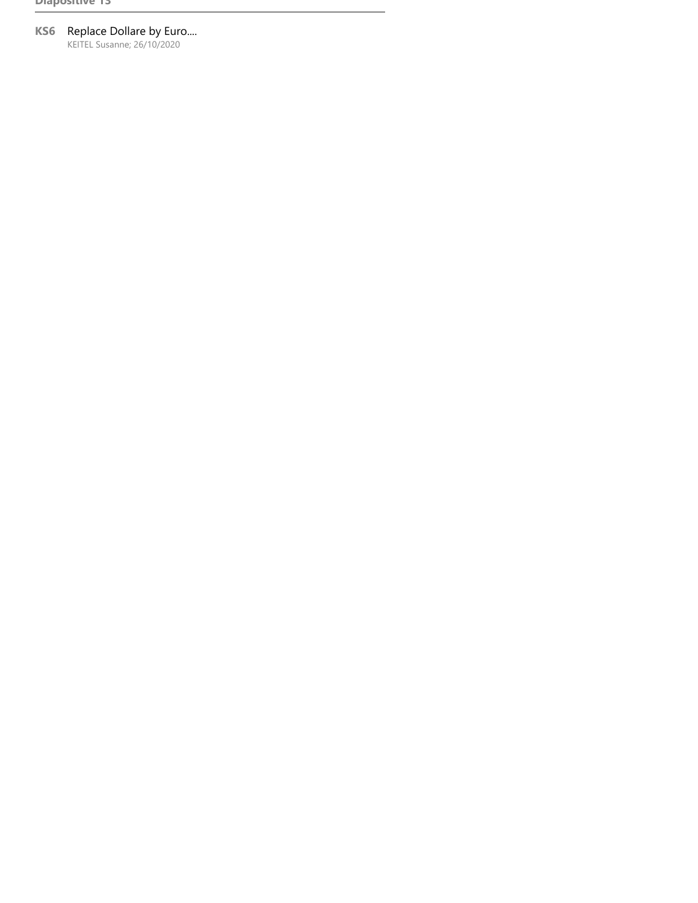**Diapositive 13**

**KS6** Replace Dollare by Euro....
KEITEL Susanne; 26/10/2020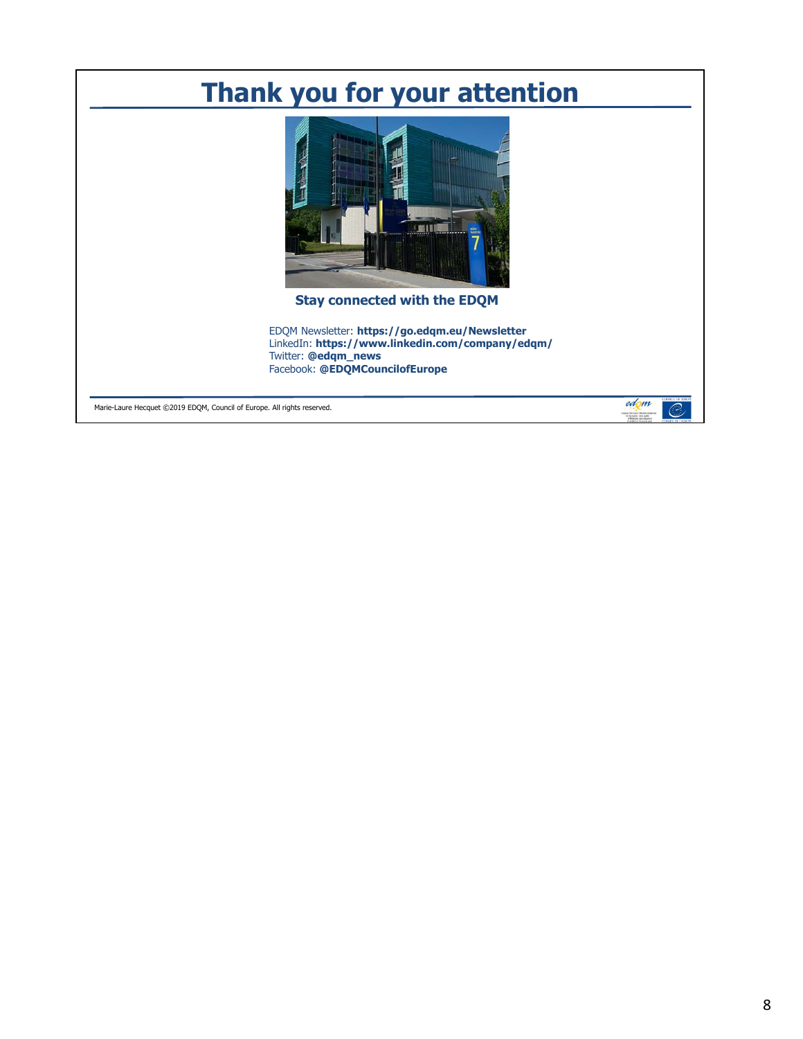# Thank you for your attention

**Stay connected with the EDQM**

EDQM Newsletter: **https://go.edqm.eu/Newsletter**
LinkedIn: **https://www.linkedin.com/company/edqm/**
Twitter: **@edqm_news**
Facebook: **@EDQMCouncilofEurope**

Marie-Laure Hecquet ©2019 EDQM, Council of Europe. All rights reserved.